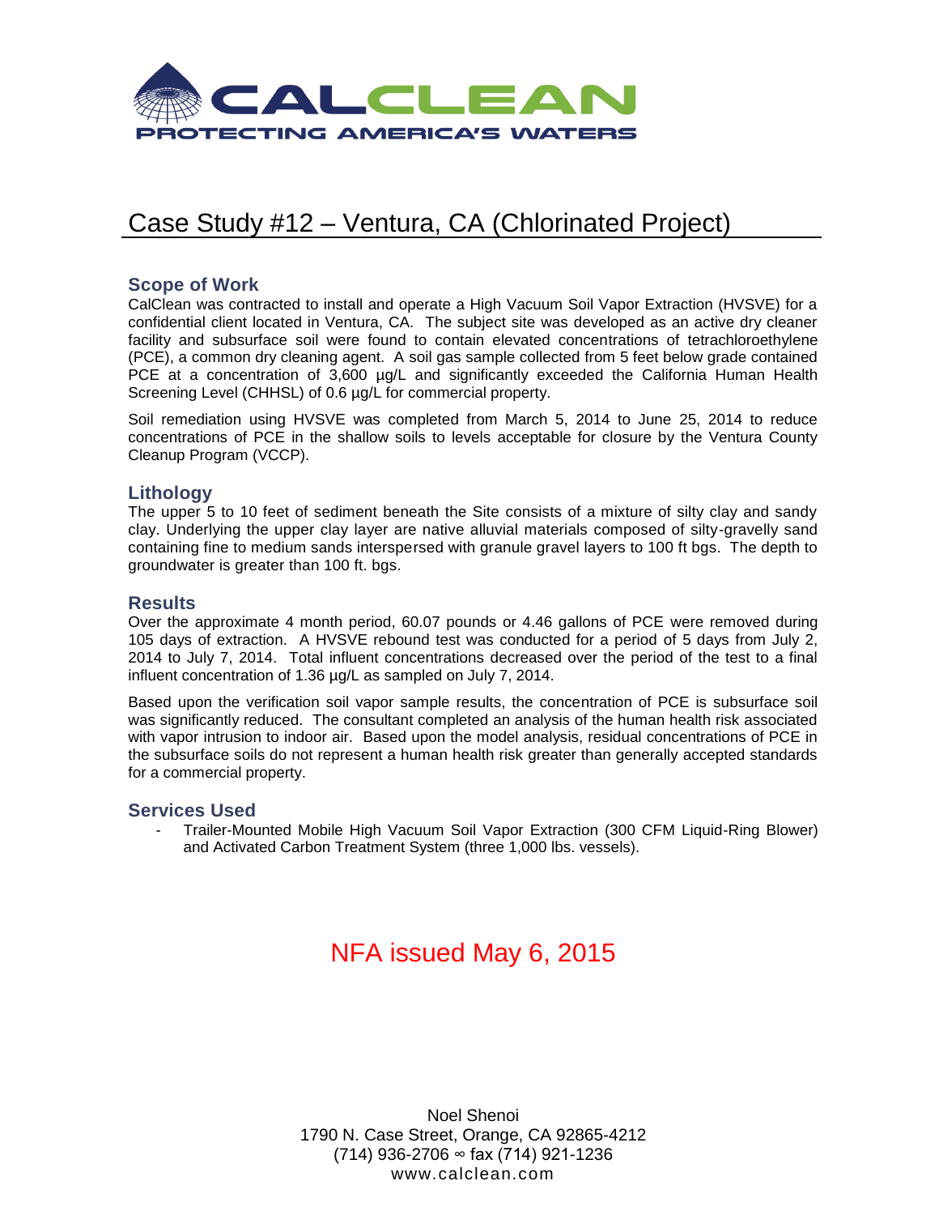CALCLEAN

PROTECTING AMERICA'S WATERS

# Case Study #12 – Ventura, CA (Chlorinated Project)

## Scope of Work

CalClean was contracted to install and operate a High Vacuum Soil Vapor Extraction (HVSVE) for a confidential client located in Ventura, CA. The subject site was developed as an active dry cleaner facility and subsurface soil were found to contain elevated concentrations of tetrachloroethylene (PCE), a common dry cleaning agent. A soil gas sample collected from 5 feet below grade contained PCE at a concentration of 3,600 µg/L and significantly exceeded the California Human Health Screening Level (CHHSL) of 0.6 µg/L for commercial property.

Soil remediation using HVSVE was completed from March 5, 2014 to June 25, 2014 to reduce concentrations of PCE in the shallow soils to levels acceptable for closure by the Ventura County Cleanup Program (VCCP).

## Lithology

The upper 5 to 10 feet of sediment beneath the Site consists of a mixture of silty clay and sandy clay. Underlying the upper clay layer are native alluvial materials composed of silty-gravelly sand containing fine to medium sands interspersed with granule gravel layers to 100 ft bgs. The depth to groundwater is greater than 100 ft. bgs.

## Results

Over the approximate 4 month period, 60.07 pounds or 4.46 gallons of PCE were removed during 105 days of extraction. A HVSVE rebound test was conducted for a period of 5 days from July 2, 2014 to July 7, 2014. Total influent concentrations decreased over the period of the test to a final influent concentration of 1.36 µg/L as sampled on July 7, 2014.

Based upon the verification soil vapor sample results, the concentration of PCE is subsurface soil was significantly reduced. The consultant completed an analysis of the human health risk associated with vapor intrusion to indoor air. Based upon the model analysis, residual concentrations of PCE in the subsurface soils do not represent a human health risk greater than generally accepted standards for a commercial property.

## Services Used

- Trailer-Mounted Mobile High Vacuum Soil Vapor Extraction (300 CFM Liquid-Ring Blower) and Activated Carbon Treatment System (three 1,000 lbs. vessels).

NFA issued May 6, 2015

Noel Shenoi
1790 N. Case Street, Orange, CA 92865-4212
(714) 936-2706 ∞ fax (714) 921-1236
www.calclean.com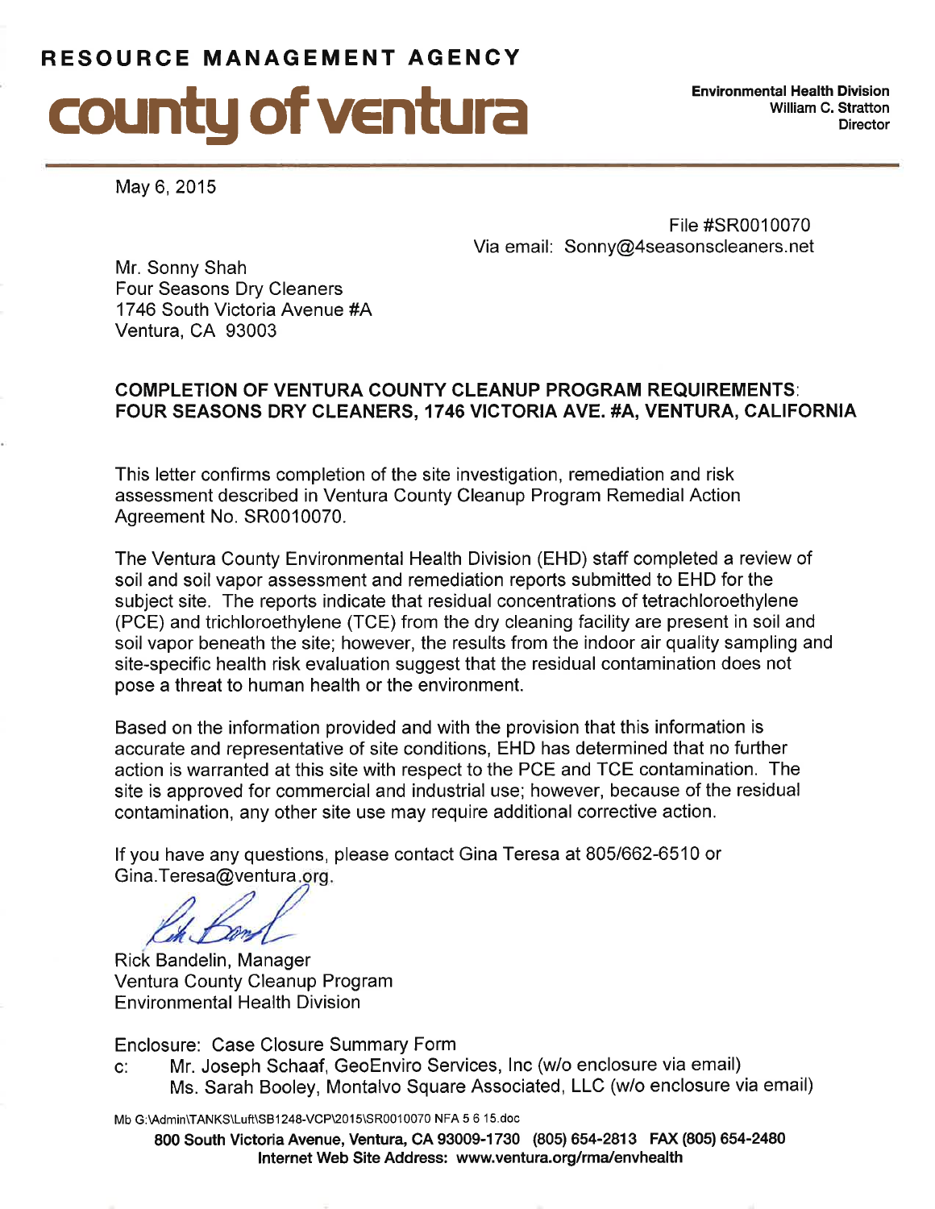# RESOURCE MANAGEMENT AGENCY

# county of ventura

**Environmental Health Division**
**William C. Stratton**
**Director**

May 6, 2015

File #SR0010070
Via email: Sonny@4seasonscleaners.net

Mr. Sonny Shah
Four Seasons Dry Cleaners
1746 South Victoria Avenue #A
Ventura, CA 93003

**COMPLETION OF VENTURA COUNTY CLEANUP PROGRAM REQUIREMENTS: FOUR SEASONS DRY CLEANERS, 1746 VICTORIA AVE. #A, VENTURA, CALIFORNIA**

This letter confirms completion of the site investigation, remediation and risk assessment described in Ventura County Cleanup Program Remedial Action Agreement No. SR0010070.

The Ventura County Environmental Health Division (EHD) staff completed a review of soil and soil vapor assessment and remediation reports submitted to EHD for the subject site. The reports indicate that residual concentrations of tetrachloroethylene (PCE) and trichloroethylene (TCE) from the dry cleaning facility are present in soil and soil vapor beneath the site; however, the results from the indoor air quality sampling and site-specific health risk evaluation suggest that the residual contamination does not pose a threat to human health or the environment.

Based on the information provided and with the provision that this information is accurate and representative of site conditions, EHD has determined that no further action is warranted at this site with respect to the PCE and TCE contamination. The site is approved for commercial and industrial use; however, because of the residual contamination, any other site use may require additional corrective action.

If you have any questions, please contact Gina Teresa at 805/662-6510 or Gina.Teresa@ventura.org.

Rick Bandelin, Manager
Ventura County Cleanup Program
Environmental Health Division

Enclosure: Case Closure Summary Form

c: Mr. Joseph Schaaf, GeoEnviro Services, Inc (w/o enclosure via email)
Ms. Sarah Booley, Montalvo Square Associated, LLC (w/o enclosure via email)

Mb G:\Admin\TANKS\Luft\SB1248-VCP\2015\SR0010070 NFA 5 6 15.doc

800 South Victoria Avenue, Ventura, CA 93009-1730 (805) 654-2813 FAX (805) 654-2480
Internet Web Site Address: www.ventura.org/rma/envhealth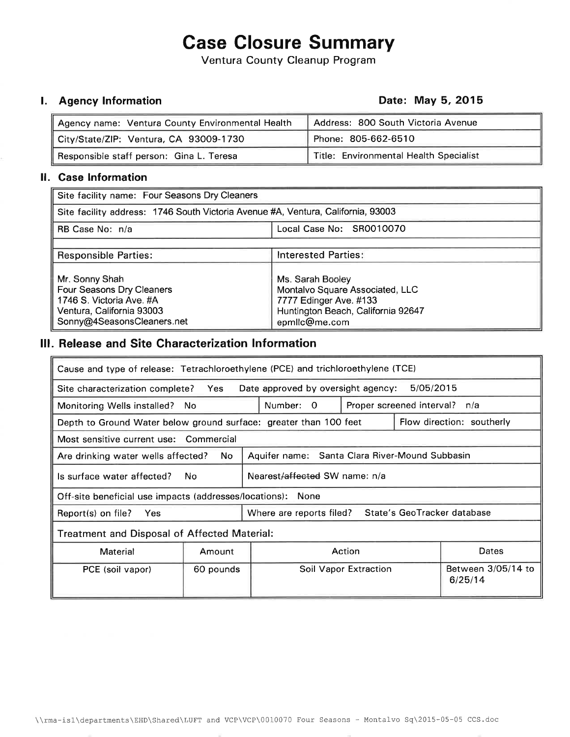# Case Closure Summary

Ventura County Cleanup Program

## I. Agency Information

**Date: May 5, 2015**

| | |
|---|---|
| Agency name: Ventura County Environmental Health | Address: 800 South Victoria Avenue |
| City/State/ZIP: Ventura, CA 93009-1730 | Phone: 805-662-6510 |
| Responsible staff person: Gina L. Teresa | Title: Environmental Health Specialist |

## II. Case Information

| | |
|---|---|
| Site facility name: Four Seasons Dry Cleaners | |
| Site facility address: 1746 South Victoria Avenue #A, Ventura, California, 93003 | |
| RB Case No: n/a | Local Case No: SR0010070 |
| Responsible Parties: | Interested Parties: |
| Mr. Sonny Shah<br>Four Seasons Dry Cleaners<br>1746 S. Victoria Ave. #A<br>Ventura, California 93003<br>Sonny@4SeasonsCleaners.net | Ms. Sarah Booley<br>Montalvo Square Associated, LLC<br>7777 Edinger Ave. #133<br>Huntington Beach, California 92647<br>epmllc@me.com |

## III. Release and Site Characterization Information

| | | | |
|---|---|---|---|
| Cause and type of release: Tetrachloroethylene (PCE) and trichloroethylene (TCE) | | | |
| Site characterization complete? Yes | Date approved by oversight agency: 5/05/2015 | | |
| Monitoring Wells installed? No | Number: 0 | Proper screened interval? n/a | |
| Depth to Ground Water below ground surface: greater than 100 feet | | | Flow direction: southerly |
| Most sensitive current use: Commercial | | | |
| Are drinking water wells affected? No | Aquifer name: Santa Clara River-Mound Subbasin | | |
| Is surface water affected? No | Nearest/~~affected~~ SW name: n/a | | |
| Off-site beneficial use impacts (addresses/locations): None | | | |
| Report(s) on file? Yes | Where are reports filed? State's GeoTracker database | | |

**Treatment and Disposal of Affected Material:**

| Material | Amount | Action | Dates |
|---|---|---|---|
| PCE (soil vapor) | 60 pounds | Soil Vapor Extraction | Between 3/05/14 to 6/25/14 |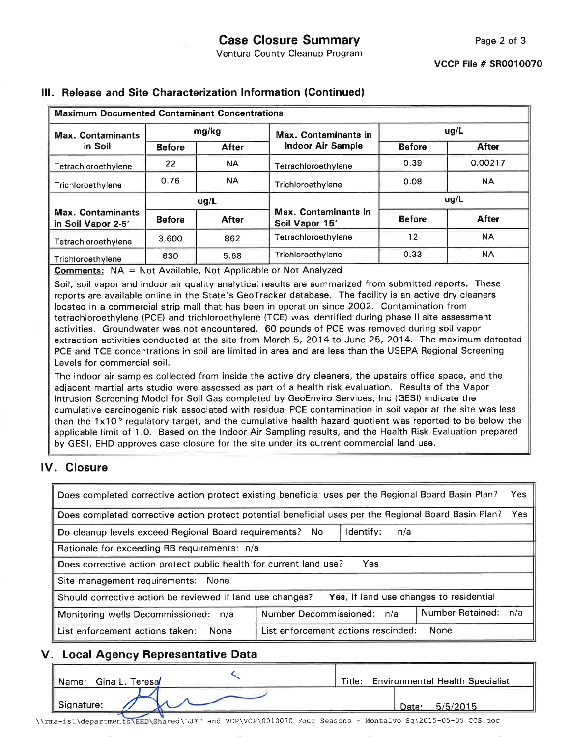# Case Closure Summary

Ventura County Cleanup Program

**VCCP File # SR0010070**

## III. Release and Site Characterization Information (Continued)

**Maximum Documented Contaminant Concentrations**

| Max. Contaminants in Soil | mg/kg | | Max. Contaminants in Indoor Air Sample | ug/L | |
|---|---|---|---|---|---|
| | **Before** | **After** | | **Before** | **After** |
| Tetrachloroethylene | 22 | NA | Tetrachloroethylene | 0.39 | 0.00217 |
| Trichloroethylene | 0.76 | NA | Trichloroethylene | 0.08 | NA |
| **Max. Contaminants in Soil Vapor 2-5'** | ug/L | | **Max. Contaminants in Soil Vapor 15'** | ug/L | |
| | **Before** | **After** | | **Before** | **After** |
| Tetrachloroethylene | 3,600 | 862 | Tetrachloroethylene | 12 | NA |
| Trichloroethylene | 630 | 5.68 | Trichloroethylene | 0.33 | NA |

**Comments:** NA = Not Available, Not Applicable or Not Analyzed

Soil, soil vapor and indoor air quality analytical results are summarized from submitted reports. These reports are available online in the State's GeoTracker database. The facility is an active dry cleaners located in a commercial strip mall that has been in operation since 2002. Contamination from tetrachloroethylene (PCE) and trichloroethylene (TCE) was identified during phase II site assessment activities. Groundwater was not encountered. 60 pounds of PCE was removed during soil vapor extraction activities conducted at the site from March 5, 2014 to June 25, 2014. The maximum detected PCE and TCE concentrations in soil are limited in area and are less than the USEPA Regional Screening Levels for commercial soil.

The indoor air samples collected from inside the active dry cleaners, the upstairs office space, and the adjacent martial arts studio were assessed as part of a health risk evaluation. Results of the Vapor Intrusion Screening Model for Soil Gas completed by GeoEnviro Services, Inc (GESI) indicate the cumulative carcinogenic risk associated with residual PCE contamination in soil vapor at the site was less than the $1 \times 10^{-5}$ regulatory target, and the cumulative health hazard quotient was reported to be below the applicable limit of 1.0. Based on the Indoor Air Sampling results, and the Health Risk Evaluation prepared by GESI, EHD approves case closure for the site under its current commercial land use.

## IV. Closure

| | | |
|---|---|---|
| Does completed corrective action protect existing beneficial uses per the Regional Board Basin Plan? Yes | | |
| Does completed corrective action protect potential beneficial uses per the Regional Board Basin Plan? Yes | | |
| Do cleanup levels exceed Regional Board requirements? No | Identify: n/a | |
| Rationale for exceeding RB requirements: n/a | | |
| Does corrective action protect public health for current land use? Yes | | |
| Site management requirements: None | | |
| Should corrective action be reviewed if land use changes? **Yes**, if land use changes to residential | | |
| Monitoring wells Decommissioned: n/a | Number Decommissioned: n/a | Number Retained: n/a |
| List enforcement actions taken: None | List enforcement actions rescinded: None | |

## V. Local Agency Representative Data

| | |
|---|---|
| Name: Gina L. Teresa | Title: Environmental Health Specialist |
| Signature: | Date: 5/5/2015 |

\\rma-isl\departments\EHD\Shared\LUFT and VCP\VCP\0010070 Four Seasons - Montalvo Sq\2015-05-05 CCS.doc